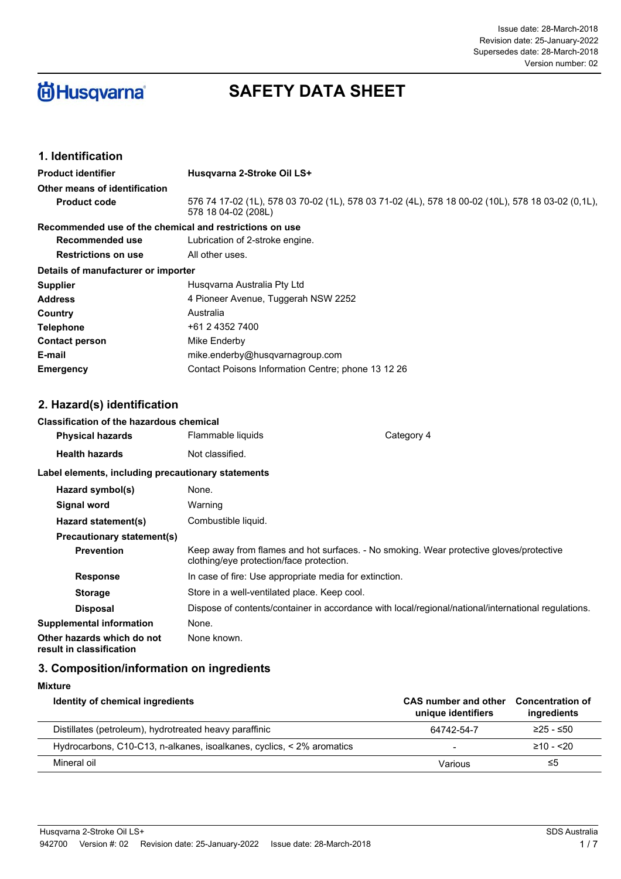Issue date: 28-March-2018
Revision date: 25-January-2022
Supersedes date: 28-March-2018
Version number: 02

Husqvarna

# SAFETY DATA SHEET

## 1. Identification

**Product identifier** **Husqvarna 2-Stroke Oil LS+**

**Other means of identification**

**Product code** 576 74 17-02 (1L), 578 03 70-02 (1L), 578 03 71-02 (4L), 578 18 00-02 (10L), 578 18 03-02 (0,1L), 578 18 04-02 (208L)

**Recommended use of the chemical and restrictions on use**

**Recommended use** Lubrication of 2-stroke engine.

**Restrictions on use** All other uses.

**Details of manufacturer or importer**

| | |
|---|---|
| **Supplier** | Husqvarna Australia Pty Ltd |
| **Address** | 4 Pioneer Avenue, Tuggerah NSW 2252 |
| **Country** | Australia |
| **Telephone** | +61 2 4352 7400 |
| **Contact person** | Mike Enderby |
| **E-mail** | mike.enderby@husqvarnagroup.com |
| **Emergency** | Contact Poisons Information Centre; phone 13 12 26 |

## 2. Hazard(s) identification

**Classification of the hazardous chemical**

| | | |
|---|---|---|
| **Physical hazards** | Flammable liquids | Category 4 |
| **Health hazards** | Not classified. | |

**Label elements, including precautionary statements**

**Hazard symbol(s)** None.

**Signal word** Warning

**Hazard statement(s)** Combustible liquid.

**Precautionary statement(s)**

**Prevention** Keep away from flames and hot surfaces. - No smoking. Wear protective gloves/protective clothing/eye protection/face protection.

**Response** In case of fire: Use appropriate media for extinction.

**Storage** Store in a well-ventilated place. Keep cool.

**Disposal** Dispose of contents/container in accordance with local/regional/national/international regulations.

**Supplemental information** None.

**Other hazards which do not result in classification** None known.

## 3. Composition/information on ingredients

**Mixture**

| Identity of chemical ingredients | CAS number and other unique identifiers | Concentration of ingredients |
|---|---|---|
| Distillates (petroleum), hydrotreated heavy paraffinic | 64742-54-7 | ≥25 - ≤50 |
| Hydrocarbons, C10-C13, n-alkanes, isoalkanes, cyclics, < 2% aromatics | - | ≥10 - <20 |
| Mineral oil | Various | ≤5 |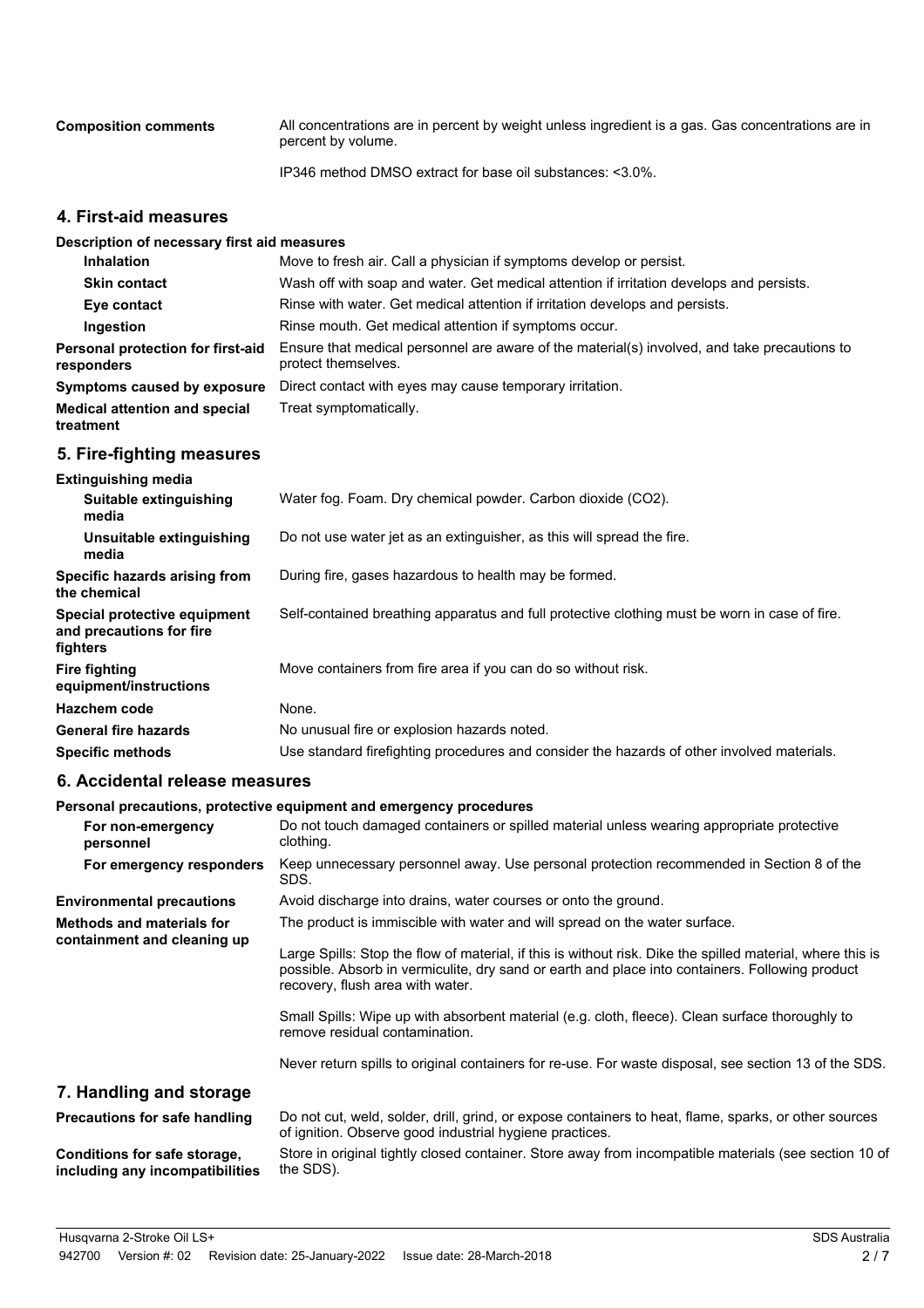**Composition comments** All concentrations are in percent by weight unless ingredient is a gas. Gas concentrations are in percent by volume.

IP346 method DMSO extract for base oil substances: <3.0%.

## 4. First-aid measures

**Description of necessary first aid measures**

| | |
|---|---|
| **Inhalation** | Move to fresh air. Call a physician if symptoms develop or persist. |
| **Skin contact** | Wash off with soap and water. Get medical attention if irritation develops and persists. |
| **Eye contact** | Rinse with water. Get medical attention if irritation develops and persists. |
| **Ingestion** | Rinse mouth. Get medical attention if symptoms occur. |
| **Personal protection for first-aid responders** | Ensure that medical personnel are aware of the material(s) involved, and take precautions to protect themselves. |
| **Symptoms caused by exposure** | Direct contact with eyes may cause temporary irritation. |
| **Medical attention and special treatment** | Treat symptomatically. |

## 5. Fire-fighting measures

**Extinguishing media**

| | |
|---|---|
| **Suitable extinguishing media** | Water fog. Foam. Dry chemical powder. Carbon dioxide ($CO_2$). |
| **Unsuitable extinguishing media** | Do not use water jet as an extinguisher, as this will spread the fire. |
| **Specific hazards arising from the chemical** | During fire, gases hazardous to health may be formed. |
| **Special protective equipment and precautions for fire fighters** | Self-contained breathing apparatus and full protective clothing must be worn in case of fire. |
| **Fire fighting equipment/instructions** | Move containers from fire area if you can do so without risk. |
| **Hazchem code** | None. |
| **General fire hazards** | No unusual fire or explosion hazards noted. |
| **Specific methods** | Use standard firefighting procedures and consider the hazards of other involved materials. |

## 6. Accidental release measures

**Personal precautions, protective equipment and emergency procedures**

| | |
|---|---|
| **For non-emergency personnel** | Do not touch damaged containers or spilled material unless wearing appropriate protective clothing. |
| **For emergency responders** | Keep unnecessary personnel away. Use personal protection recommended in Section 8 of the SDS. |
| **Environmental precautions** | Avoid discharge into drains, water courses or onto the ground. |

**Methods and materials for containment and cleaning up**

The product is immiscible with water and will spread on the water surface.

Large Spills: Stop the flow of material, if this is without risk. Dike the spilled material, where this is possible. Absorb in vermiculite, dry sand or earth and place into containers. Following product recovery, flush area with water.

Small Spills: Wipe up with absorbent material (e.g. cloth, fleece). Clean surface thoroughly to remove residual contamination.

Never return spills to original containers for re-use. For waste disposal, see section 13 of the SDS.

## 7. Handling and storage

| | |
|---|---|
| **Precautions for safe handling** | Do not cut, weld, solder, drill, grind, or expose containers to heat, flame, sparks, or other sources of ignition. Observe good industrial hygiene practices. |
| **Conditions for safe storage, including any incompatibilities** | Store in original tightly closed container. Store away from incompatible materials (see section 10 of the SDS). |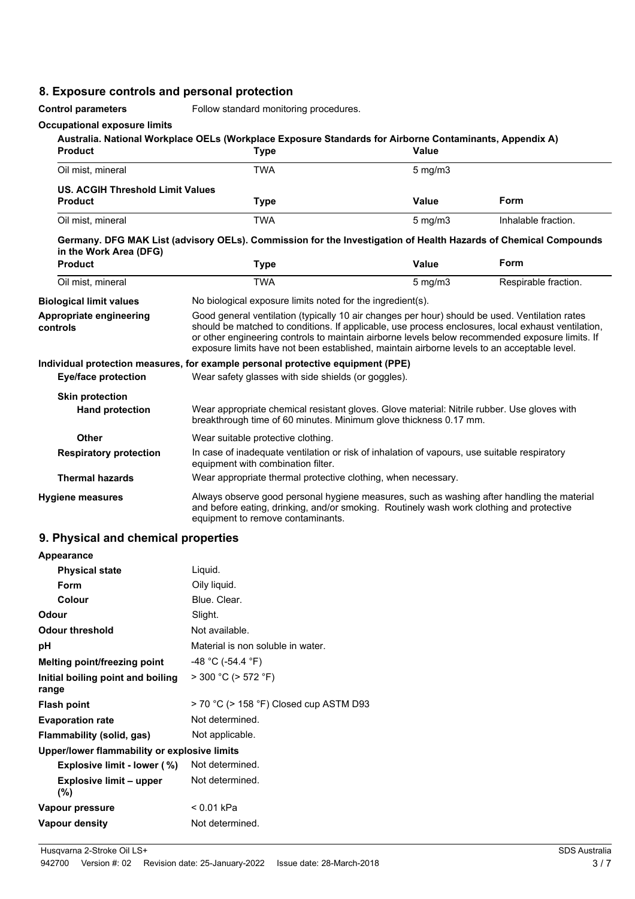## 8. Exposure controls and personal protection

**Control parameters** Follow standard monitoring procedures.

**Occupational exposure limits**

**Australia. National Workplace OELs (Workplace Exposure Standards for Airborne Contaminants, Appendix A)**

| Product | Type | Value |
|---|---|---|
| Oil mist, mineral | TWA | 5 mg/m3 |

**US. ACGIH Threshold Limit Values**

| Product | Type | Value | Form |
|---|---|---|---|
| Oil mist, mineral | TWA | 5 mg/m3 | Inhalable fraction. |

**Germany. DFG MAK List (advisory OELs). Commission for the Investigation of Health Hazards of Chemical Compounds in the Work Area (DFG)**

| Product | Type | Value | Form |
|---|---|---|---|
| Oil mist, mineral | TWA | 5 mg/m3 | Respirable fraction. |

**Biological limit values** No biological exposure limits noted for the ingredient(s).

**Appropriate engineering controls** Good general ventilation (typically 10 air changes per hour) should be used. Ventilation rates should be matched to conditions. If applicable, use process enclosures, local exhaust ventilation, or other engineering controls to maintain airborne levels below recommended exposure limits. If exposure limits have not been established, maintain airborne levels to an acceptable level.

**Individual protection measures, for example personal protective equipment (PPE)**

**Eye/face protection** Wear safety glasses with side shields (or goggles).

**Skin protection**

**Hand protection** Wear appropriate chemical resistant gloves. Glove material: Nitrile rubber. Use gloves with breakthrough time of 60 minutes. Minimum glove thickness 0.17 mm.

**Other** Wear suitable protective clothing.

**Respiratory protection** In case of inadequate ventilation or risk of inhalation of vapours, use suitable respiratory equipment with combination filter.

**Thermal hazards** Wear appropriate thermal protective clothing, when necessary.

**Hygiene measures** Always observe good personal hygiene measures, such as washing after handling the material and before eating, drinking, and/or smoking. Routinely wash work clothing and protective equipment to remove contaminants.

## 9. Physical and chemical properties

**Appearance**

**Physical state** Liquid.

**Form** Oily liquid.

**Colour** Blue. Clear.

**Odour** Slight.

**Odour threshold** Not available.

**pH** Material is non soluble in water.

**Melting point/freezing point** -48 °C (-54.4 °F)

**Initial boiling point and boiling range** > 300 °C (> 572 °F)

**Flash point** > 70 °C (> 158 °F) Closed cup ASTM D93

**Evaporation rate** Not determined.

**Flammability (solid, gas)** Not applicable.

**Upper/lower flammability or explosive limits**

**Explosive limit - lower (%)** Not determined.

**Explosive limit – upper (%)** Not determined.

**Vapour pressure** < 0.01 kPa

**Vapour density** Not determined.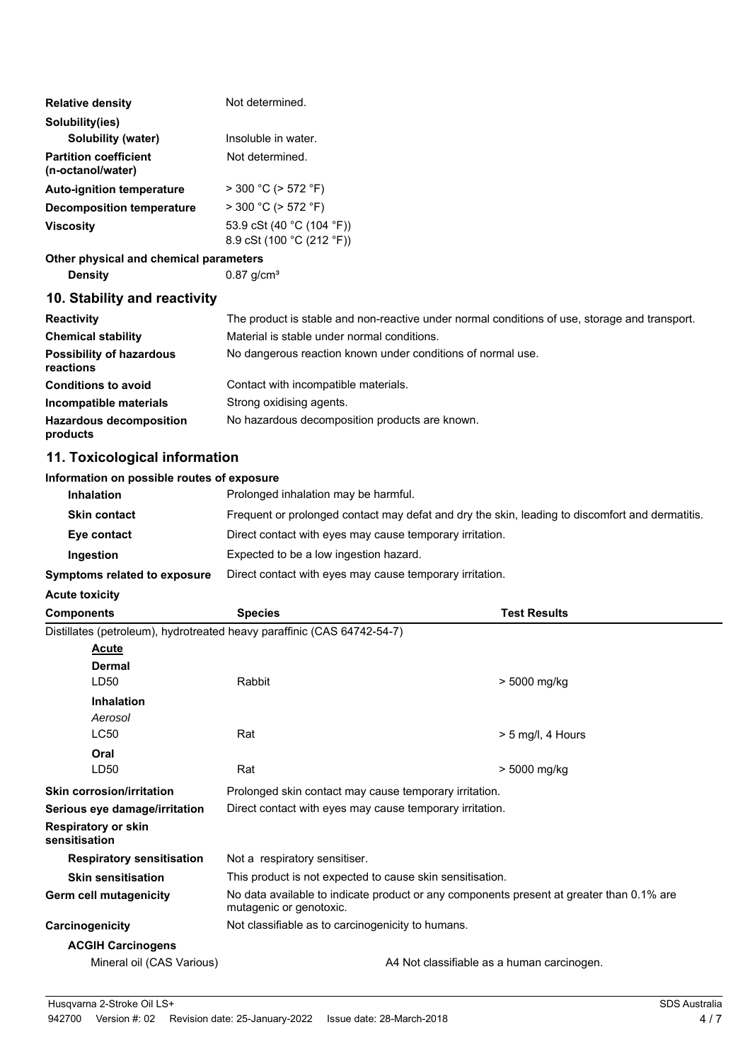| | |
|---|---|
| **Relative density** | Not determined. |
| **Solubility(ies)** | |
| **Solubility (water)** | Insoluble in water. |
| **Partition coefficient (n-octanol/water)** | Not determined. |
| **Auto-ignition temperature** | > 300 °C (> 572 °F) |
| **Decomposition temperature** | > 300 °C (> 572 °F) |
| **Viscosity** | 53.9 cSt (40 °C (104 °F))<br>8.9 cSt (100 °C (212 °F)) |

**Other physical and chemical parameters**

| | |
|---|---|
| **Density** | 0.87 g/cm³ |

## 10. Stability and reactivity

| | |
|---|---|
| **Reactivity** | The product is stable and non-reactive under normal conditions of use, storage and transport. |
| **Chemical stability** | Material is stable under normal conditions. |
| **Possibility of hazardous reactions** | No dangerous reaction known under conditions of normal use. |
| **Conditions to avoid** | Contact with incompatible materials. |
| **Incompatible materials** | Strong oxidising agents. |
| **Hazardous decomposition products** | No hazardous decomposition products are known. |

## 11. Toxicological information

**Information on possible routes of exposure**

| | |
|---|---|
| **Inhalation** | Prolonged inhalation may be harmful. |
| **Skin contact** | Frequent or prolonged contact may defat and dry the skin, leading to discomfort and dermatitis. |
| **Eye contact** | Direct contact with eyes may cause temporary irritation. |
| **Ingestion** | Expected to be a low ingestion hazard. |
| **Symptoms related to exposure** | Direct contact with eyes may cause temporary irritation. |

**Acute toxicity**

| Components | Species | Test Results |
|---|---|---|
| Distillates (petroleum), hydrotreated heavy paraffinic (CAS 64742-54-7) | | |
| ***Acute*** | | |
| **Dermal** | | |
| LD50 | Rabbit | > 5000 mg/kg |
| **Inhalation** | | |
| *Aerosol* | | |
| LC50 | Rat | > 5 mg/l, 4 Hours |
| **Oral** | | |
| LD50 | Rat | > 5000 mg/kg |

| | |
|---|---|
| **Skin corrosion/irritation** | Prolonged skin contact may cause temporary irritation. |
| **Serious eye damage/irritation** | Direct contact with eyes may cause temporary irritation. |
| **Respiratory or skin sensitisation** | |
| **Respiratory sensitisation** | Not a respiratory sensitiser. |
| **Skin sensitisation** | This product is not expected to cause skin sensitisation. |
| **Germ cell mutagenicity** | No data available to indicate product or any components present at greater than 0.1% are mutagenic or genotoxic. |
| **Carcinogenicity** | Not classifiable as to carcinogenicity to humans. |

**ACGIH Carcinogens**

| | |
|---|---|
| Mineral oil (CAS Various) | A4 Not classifiable as a human carcinogen. |

Husqvarna 2-Stroke Oil LS+ — SDS Australia
942700 Version #: 02 Revision date: 25-January-2022 Issue date: 28-March-2018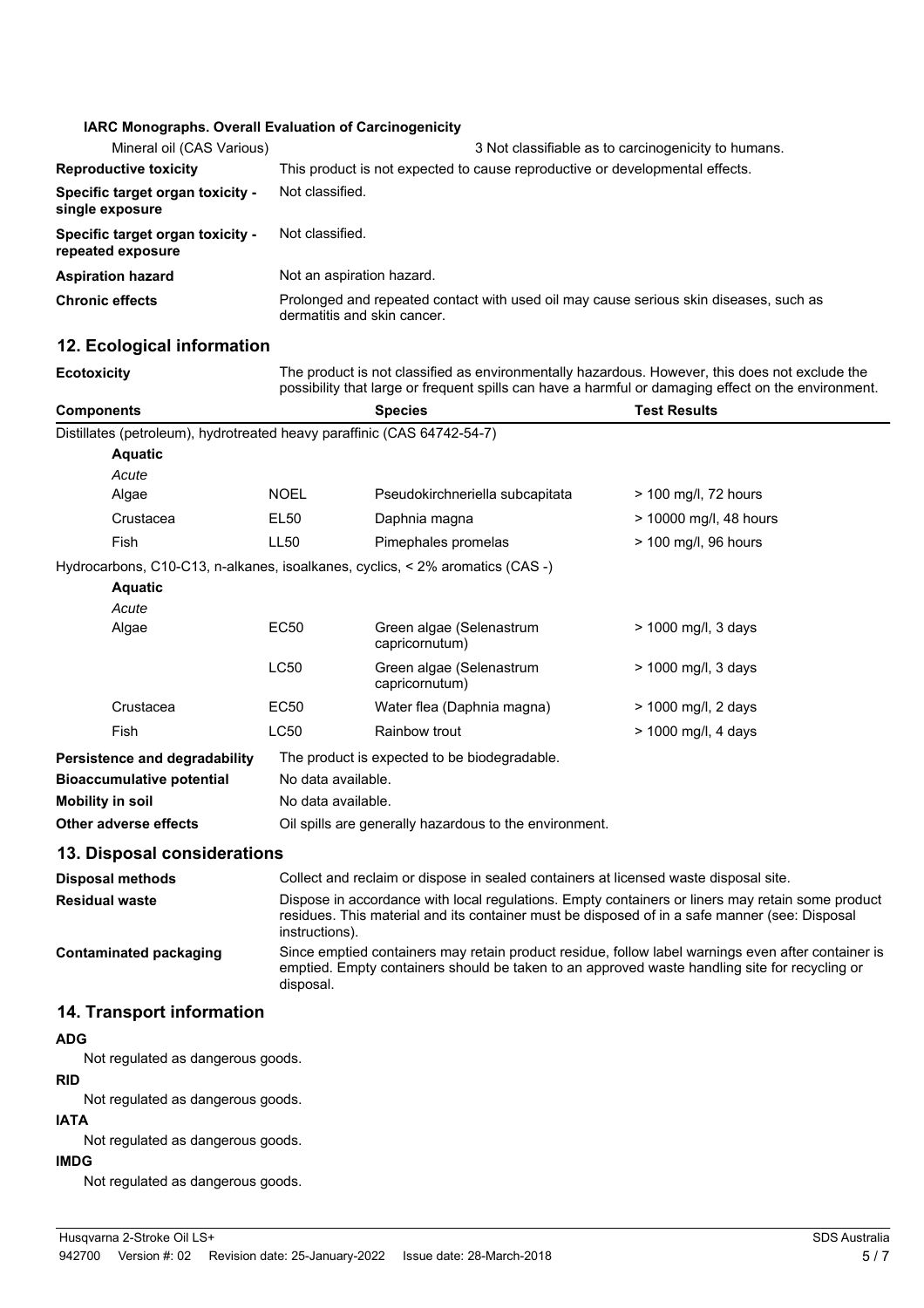**IARC Monographs. Overall Evaluation of Carcinogenicity**

| | |
|---|---|
| Mineral oil (CAS Various) | 3 Not classifiable as to carcinogenicity to humans. |
| **Reproductive toxicity** | This product is not expected to cause reproductive or developmental effects. |
| **Specific target organ toxicity - single exposure** | Not classified. |
| **Specific target organ toxicity - repeated exposure** | Not classified. |
| **Aspiration hazard** | Not an aspiration hazard. |
| **Chronic effects** | Prolonged and repeated contact with used oil may cause serious skin diseases, such as dermatitis and skin cancer. |

## 12. Ecological information

**Ecotoxicity** — The product is not classified as environmentally hazardous. However, this does not exclude the possibility that large or frequent spills can have a harmful or damaging effect on the environment.

| Components | | Species | Test Results |
|---|---|---|---|
| Distillates (petroleum), hydrotreated heavy paraffinic (CAS 64742-54-7) | | | |
| **Aquatic** | | | |
| *Acute* | | | |
| Algae | NOEL | Pseudokirchneriella subcapitata | > 100 mg/l, 72 hours |
| Crustacea | EL50 | Daphnia magna | > 10000 mg/l, 48 hours |
| Fish | LL50 | Pimephales promelas | > 100 mg/l, 96 hours |
| Hydrocarbons, C10-C13, n-alkanes, isoalkanes, cyclics, < 2% aromatics (CAS -) | | | |
| **Aquatic** | | | |
| *Acute* | | | |
| Algae | EC50 | Green algae (Selenastrum capricornutum) | > 1000 mg/l, 3 days |
| | LC50 | Green algae (Selenastrum capricornutum) | > 1000 mg/l, 3 days |
| Crustacea | EC50 | Water flea (Daphnia magna) | > 1000 mg/l, 2 days |
| Fish | LC50 | Rainbow trout | > 1000 mg/l, 4 days |

| | |
|---|---|
| **Persistence and degradability** | The product is expected to be biodegradable. |
| **Bioaccumulative potential** | No data available. |
| **Mobility in soil** | No data available. |
| **Other adverse effects** | Oil spills are generally hazardous to the environment. |

## 13. Disposal considerations

| | |
|---|---|
| **Disposal methods** | Collect and reclaim or dispose in sealed containers at licensed waste disposal site. |
| **Residual waste** | Dispose in accordance with local regulations. Empty containers or liners may retain some product residues. This material and its container must be disposed of in a safe manner (see: Disposal instructions). |
| **Contaminated packaging** | Since emptied containers may retain product residue, follow label warnings even after container is emptied. Empty containers should be taken to an approved waste handling site for recycling or disposal. |

## 14. Transport information

**ADG**

Not regulated as dangerous goods.

**RID**

Not regulated as dangerous goods.

**IATA**

Not regulated as dangerous goods.

**IMDG**

Not regulated as dangerous goods.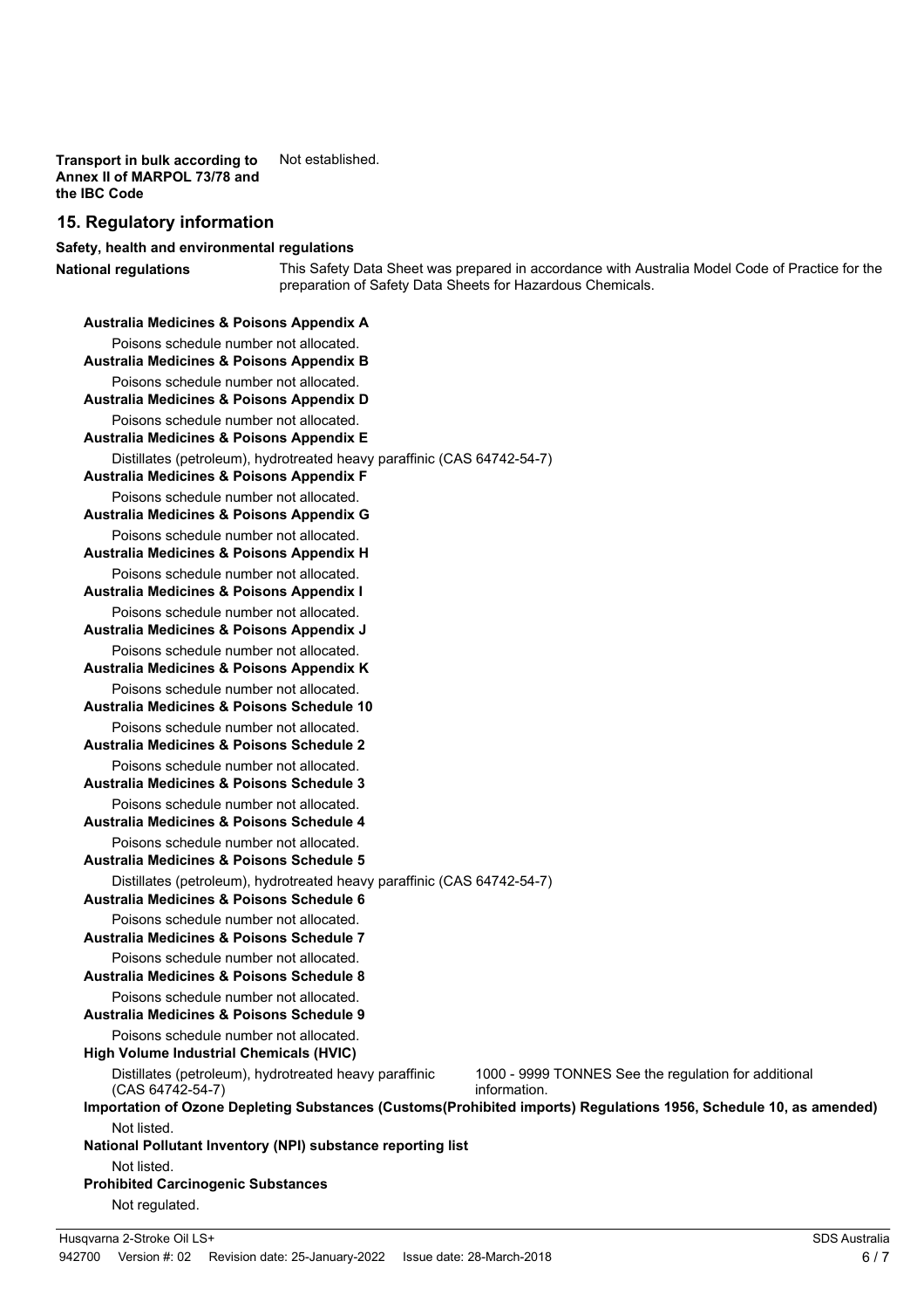**Transport in bulk according to Annex II of MARPOL 73/78 and the IBC Code** Not established.

## 15. Regulatory information

**Safety, health and environmental regulations**

**National regulations** This Safety Data Sheet was prepared in accordance with Australia Model Code of Practice for the preparation of Safety Data Sheets for Hazardous Chemicals.

**Australia Medicines & Poisons Appendix A**

Poisons schedule number not allocated.

**Australia Medicines & Poisons Appendix B**

Poisons schedule number not allocated.

**Australia Medicines & Poisons Appendix D**

Poisons schedule number not allocated.

**Australia Medicines & Poisons Appendix E**

Distillates (petroleum), hydrotreated heavy paraffinic (CAS 64742-54-7)

**Australia Medicines & Poisons Appendix F**

Poisons schedule number not allocated.

**Australia Medicines & Poisons Appendix G**

Poisons schedule number not allocated.

**Australia Medicines & Poisons Appendix H**

Poisons schedule number not allocated.

**Australia Medicines & Poisons Appendix I**

Poisons schedule number not allocated.

**Australia Medicines & Poisons Appendix J**

Poisons schedule number not allocated.

**Australia Medicines & Poisons Appendix K**

Poisons schedule number not allocated.

**Australia Medicines & Poisons Schedule 10**

Poisons schedule number not allocated.

**Australia Medicines & Poisons Schedule 2**

Poisons schedule number not allocated.

**Australia Medicines & Poisons Schedule 3**

Poisons schedule number not allocated.

**Australia Medicines & Poisons Schedule 4**

Poisons schedule number not allocated.

**Australia Medicines & Poisons Schedule 5**

Distillates (petroleum), hydrotreated heavy paraffinic (CAS 64742-54-7)

**Australia Medicines & Poisons Schedule 6**

Poisons schedule number not allocated.

**Australia Medicines & Poisons Schedule 7**

Poisons schedule number not allocated.

**Australia Medicines & Poisons Schedule 8**

Poisons schedule number not allocated.

**Australia Medicines & Poisons Schedule 9**

Poisons schedule number not allocated.

**High Volume Industrial Chemicals (HVIC)**

Distillates (petroleum), hydrotreated heavy paraffinic (CAS 64742-54-7) 1000 - 9999 TONNES See the regulation for additional information.

**Importation of Ozone Depleting Substances (Customs(Prohibited imports) Regulations 1956, Schedule 10, as amended)**

Not listed.

**National Pollutant Inventory (NPI) substance reporting list**

Not listed.

**Prohibited Carcinogenic Substances**

Not regulated.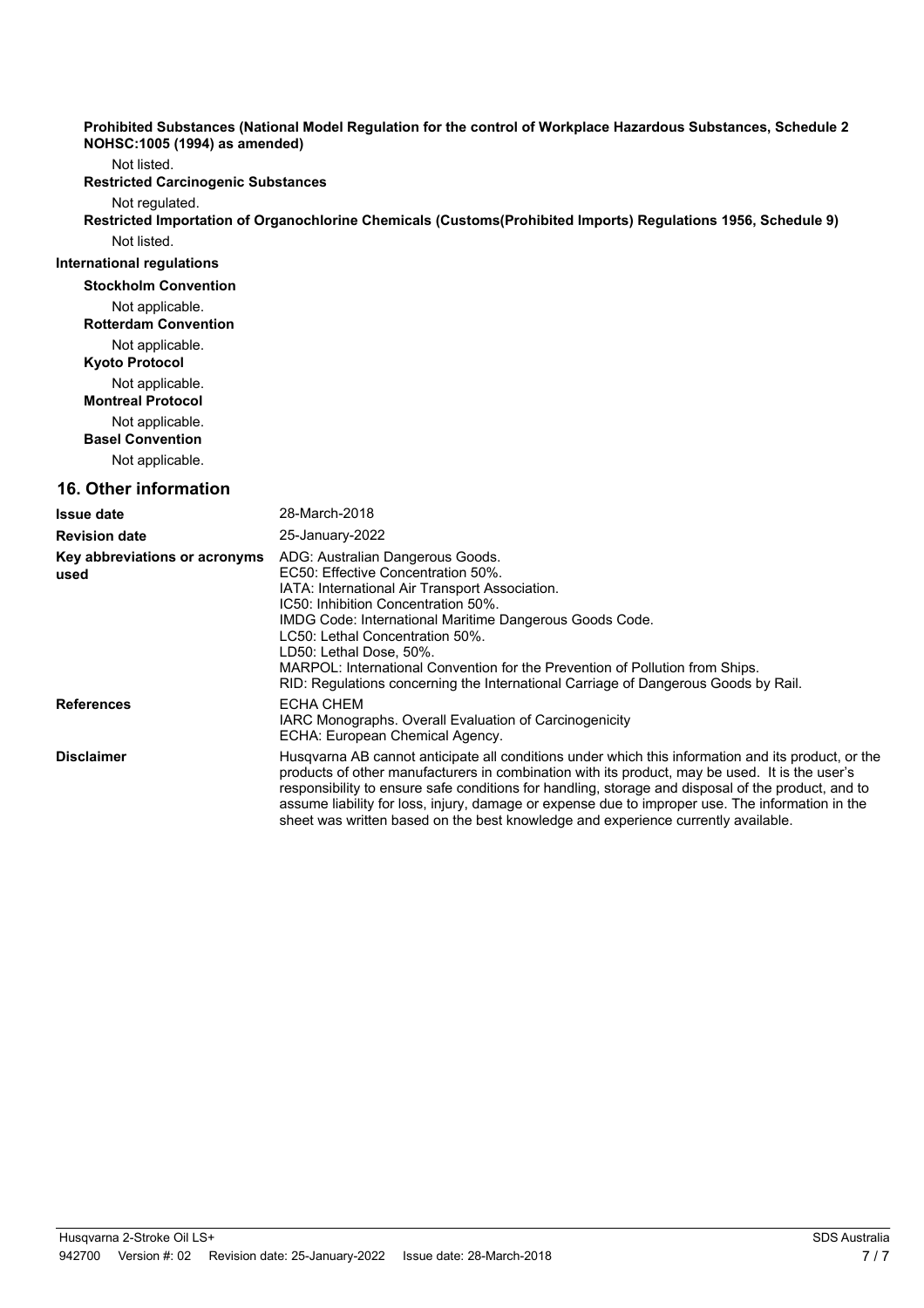**Prohibited Substances (National Model Regulation for the control of Workplace Hazardous Substances, Schedule 2 NOHSC:1005 (1994) as amended)**

Not listed.

**Restricted Carcinogenic Substances**

Not regulated.

**Restricted Importation of Organochlorine Chemicals (Customs(Prohibited Imports) Regulations 1956, Schedule 9)**

Not listed.

**International regulations**

**Stockholm Convention**

Not applicable.

**Rotterdam Convention**

Not applicable.

**Kyoto Protocol**

Not applicable.

**Montreal Protocol**

Not applicable.

**Basel Convention**

Not applicable.

## 16. Other information

| | |
|---|---|
| **Issue date** | 28-March-2018 |
| **Revision date** | 25-January-2022 |
| **Key abbreviations or acronyms used** | ADG: Australian Dangerous Goods.<br>EC50: Effective Concentration 50%.<br>IATA: International Air Transport Association.<br>IC50: Inhibition Concentration 50%.<br>IMDG Code: International Maritime Dangerous Goods Code.<br>LC50: Lethal Concentration 50%.<br>LD50: Lethal Dose, 50%.<br>MARPOL: International Convention for the Prevention of Pollution from Ships.<br>RID: Regulations concerning the International Carriage of Dangerous Goods by Rail. |
| **References** | ECHA CHEM<br>IARC Monographs. Overall Evaluation of Carcinogenicity<br>ECHA: European Chemical Agency. |
| **Disclaimer** | Husqvarna AB cannot anticipate all conditions under which this information and its product, or the products of other manufacturers in combination with its product, may be used. It is the user's responsibility to ensure safe conditions for handling, storage and disposal of the product, and to assume liability for loss, injury, damage or expense due to improper use. The information in the sheet was written based on the best knowledge and experience currently available. |